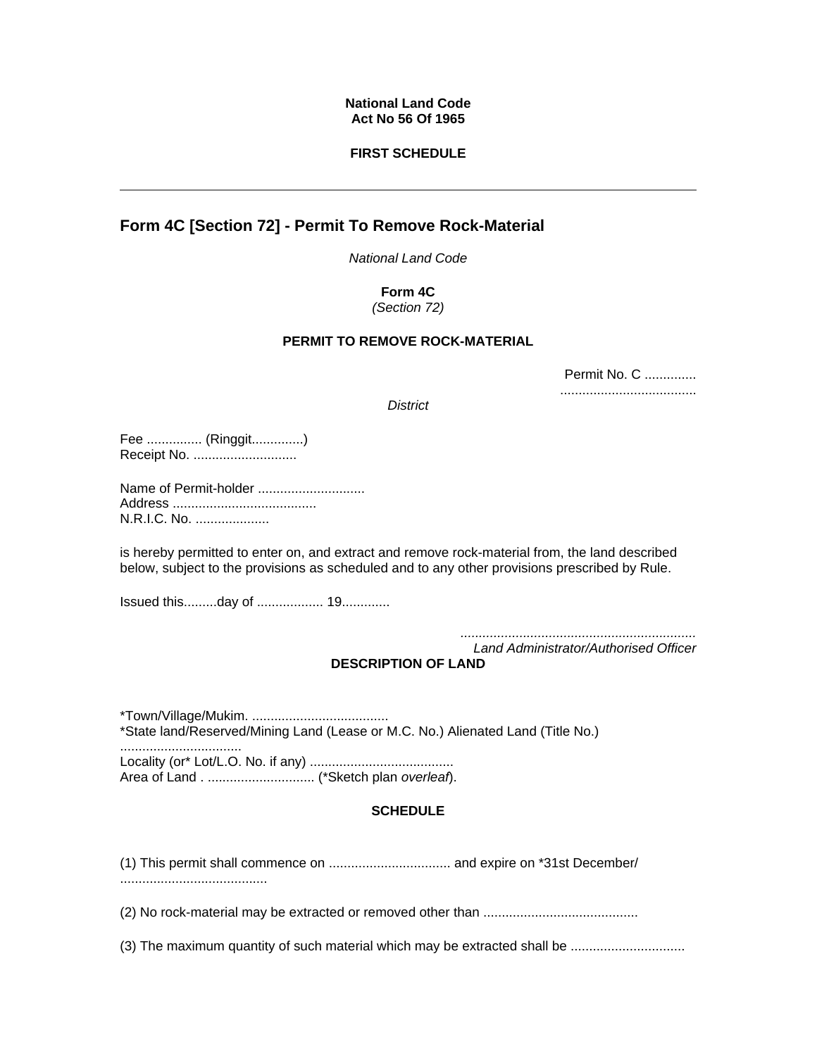**National Land Code**
**Act No 56 Of 1965**

**FIRST SCHEDULE**

---

## Form 4C [Section 72] - Permit To Remove Rock-Material

*National Land Code*

**Form 4C**
*(Section 72)*

**PERMIT TO REMOVE ROCK-MATERIAL**

Permit No. C ..............
.....................................

*District*

Fee ............... (Ringgit..............)
Receipt No. ............................

Name of Permit-holder .............................
Address .......................................
N.R.I.C. No. ....................

is hereby permitted to enter on, and extract and remove rock-material from, the land described below, subject to the provisions as scheduled and to any other provisions prescribed by Rule.

Issued this.........day of .................. 19.............

*................................................................*
*Land Administrator/Authorised Officer*

**DESCRIPTION OF LAND**

*Town/Village/Mukim. .....................................
*State land/Reserved/Mining Land (Lease or M.C. No.) Alienated Land (Title No.) .................................
Locality (or* Lot/L.O. No. if any) .......................................
Area of Land . ............................. (*Sketch plan *overleaf*).

**SCHEDULE**

(1) This permit shall commence on ................................. and expire on *31st December/ ........................................

(2) No rock-material may be extracted or removed other than ..........................................

(3) The maximum quantity of such material which may be extracted shall be ...............................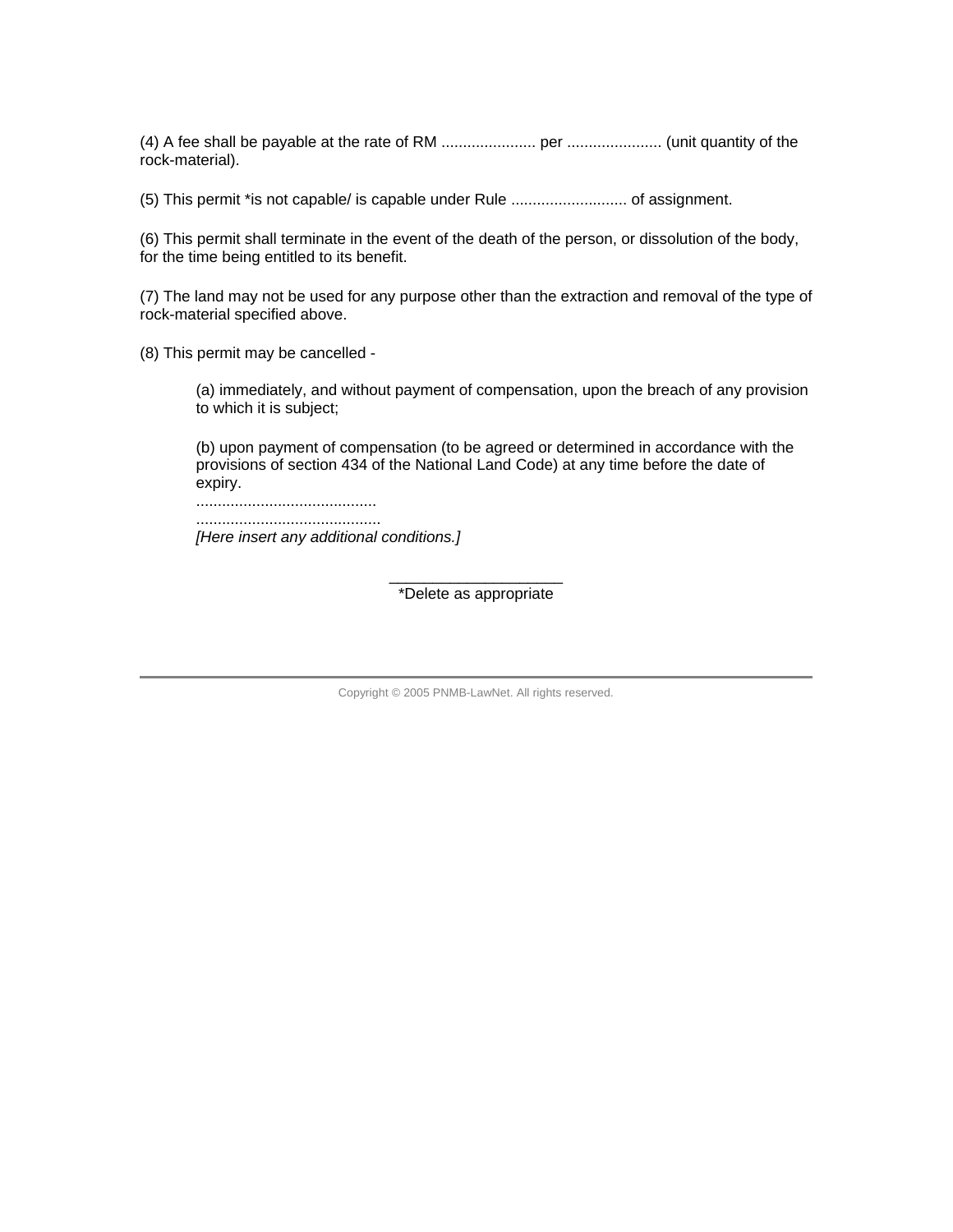(4) A fee shall be payable at the rate of RM ...................... per ...................... (unit quantity of the rock-material).

(5) This permit *is not capable/ is capable under Rule ........................... of assignment.

(6) This permit shall terminate in the event of the death of the person, or dissolution of the body, for the time being entitled to its benefit.

(7) The land may not be used for any purpose other than the extraction and removal of the type of rock-material specified above.

(8) This permit may be cancelled -

> (a) immediately, and without payment of compensation, upon the breach of any provision to which it is subject;
>
> (b) upon payment of compensation (to be agreed or determined in accordance with the provisions of section 434 of the National Land Code) at any time before the date of expiry.
>
> ..........................................
> ..........................................
> *[Here insert any additional conditions.]*

____________________

*Delete as appropriate

Copyright © 2005 PNMB-LawNet. All rights reserved.